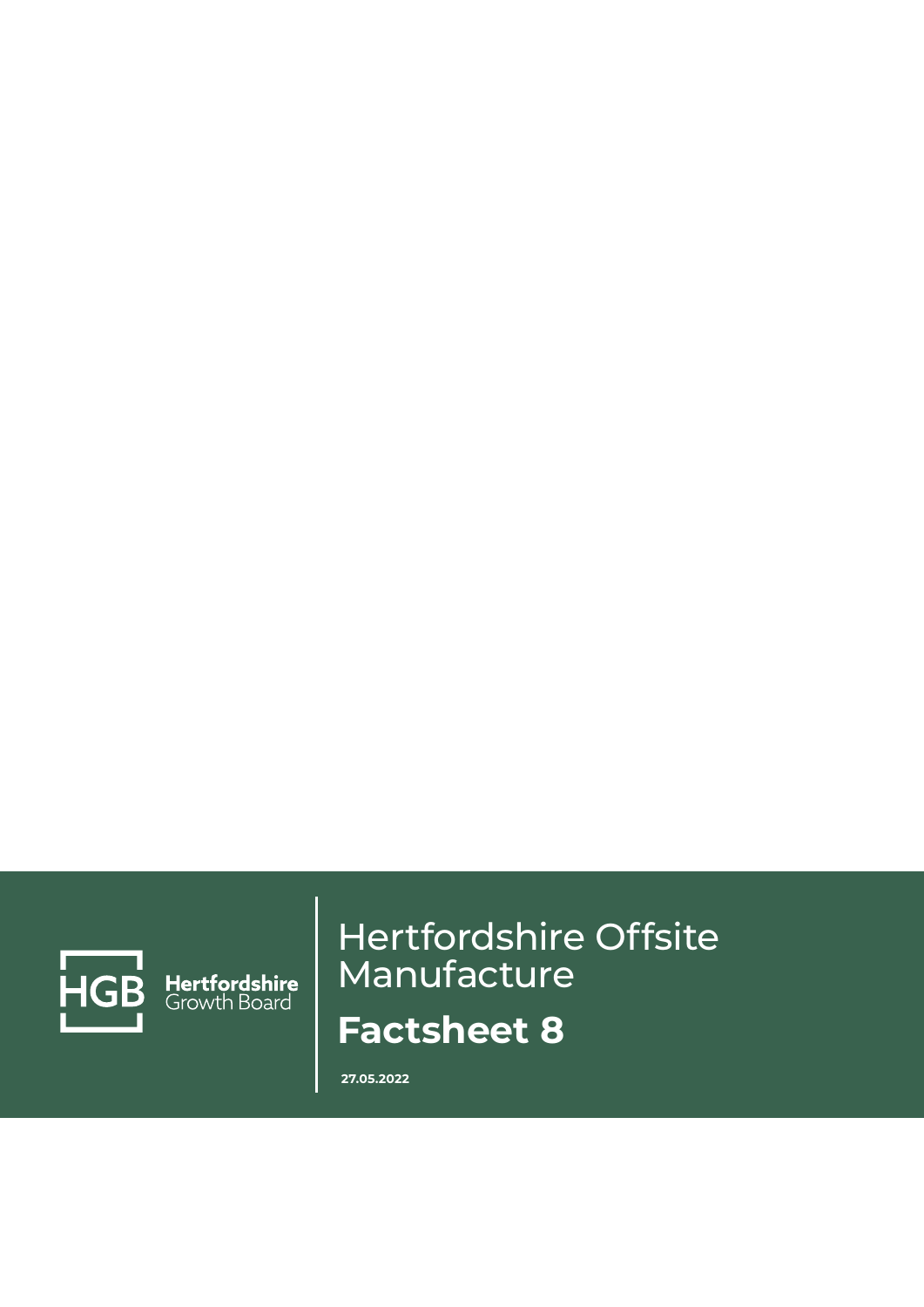HGB Hertfordshire Growth Board

# Hertfordshire Offsite Manufacture

## Factsheet 8

**27.05.2022**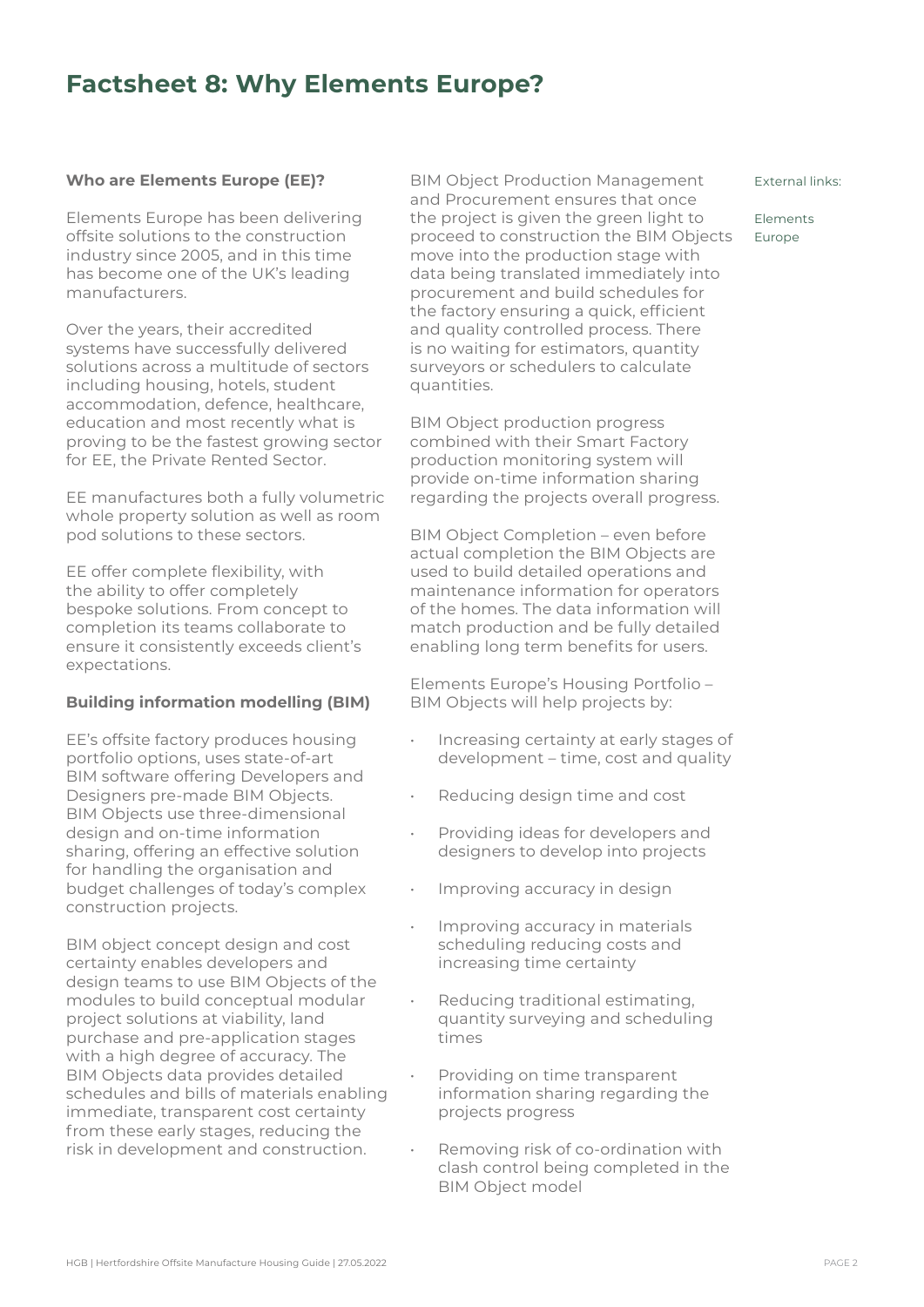# Factsheet 8: Why Elements Europe?

**Who are Elements Europe (EE)?**

Elements Europe has been delivering offsite solutions to the construction industry since 2005, and in this time has become one of the UK's leading manufacturers.

Over the years, their accredited systems have successfully delivered solutions across a multitude of sectors including housing, hotels, student accommodation, defence, healthcare, education and most recently what is proving to be the fastest growing sector for EE, the Private Rented Sector.

EE manufactures both a fully volumetric whole property solution as well as room pod solutions to these sectors.

EE offer complete flexibility, with the ability to offer completely bespoke solutions. From concept to completion its teams collaborate to ensure it consistently exceeds client's expectations.

**Building information modelling (BIM)**

EE's offsite factory produces housing portfolio options, uses state-of-art BIM software offering Developers and Designers pre-made BIM Objects. BIM Objects use three-dimensional design and on-time information sharing, offering an effective solution for handling the organisation and budget challenges of today's complex construction projects.

BIM object concept design and cost certainty enables developers and design teams to use BIM Objects of the modules to build conceptual modular project solutions at viability, land purchase and pre-application stages with a high degree of accuracy. The BIM Objects data provides detailed schedules and bills of materials enabling immediate, transparent cost certainty from these early stages, reducing the risk in development and construction.

BIM Object Production Management and Procurement ensures that once the project is given the green light to proceed to construction the BIM Objects move into the production stage with data being translated immediately into procurement and build schedules for the factory ensuring a quick, efficient and quality controlled process. There is no waiting for estimators, quantity surveyors or schedulers to calculate quantities.

BIM Object production progress combined with their Smart Factory production monitoring system will provide on-time information sharing regarding the projects overall progress.

BIM Object Completion – even before actual completion the BIM Objects are used to build detailed operations and maintenance information for operators of the homes. The data information will match production and be fully detailed enabling long term benefits for users.

Elements Europe's Housing Portfolio – BIM Objects will help projects by:

- Increasing certainty at early stages of development – time, cost and quality
- Reducing design time and cost
- Providing ideas for developers and designers to develop into projects
- Improving accuracy in design
- Improving accuracy in materials scheduling reducing costs and increasing time certainty
- Reducing traditional estimating, quantity surveying and scheduling times
- Providing on time transparent information sharing regarding the projects progress
- Removing risk of co-ordination with clash control being completed in the BIM Object model

External links:

Elements Europe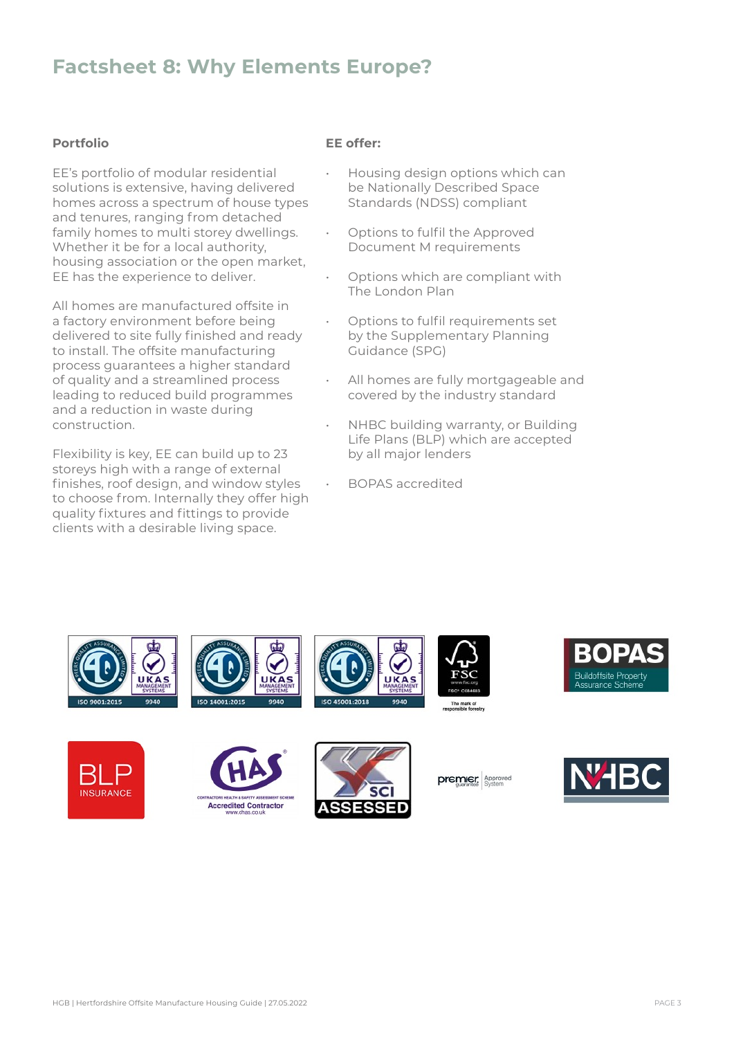# Factsheet 8: Why Elements Europe?

### Portfolio

EE's portfolio of modular residential solutions is extensive, having delivered homes across a spectrum of house types and tenures, ranging from detached family homes to multi storey dwellings. Whether it be for a local authority, housing association or the open market, EE has the experience to deliver.

All homes are manufactured offsite in a factory environment before being delivered to site fully finished and ready to install. The offsite manufacturing process guarantees a higher standard of quality and a streamlined process leading to reduced build programmes and a reduction in waste during construction.

Flexibility is key, EE can build up to 23 storeys high with a range of external finishes, roof design, and window styles to choose from. Internally they offer high quality fixtures and fittings to provide clients with a desirable living space.

### EE offer:

- Housing design options which can be Nationally Described Space Standards (NDSS) compliant
- Options to fulfil the Approved Document M requirements
- Options which are compliant with The London Plan
- Options to fulfil requirements set by the Supplementary Planning Guidance (SPG)
- All homes are fully mortgageable and covered by the industry standard
- NHBC building warranty, or Building Life Plans (BLP) which are accepted by all major lenders
- BOPAS accredited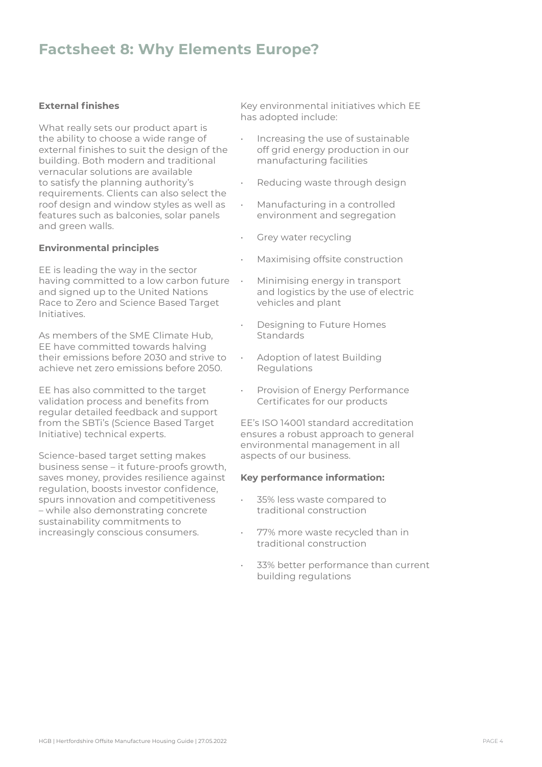# Factsheet 8: Why Elements Europe?

**External finishes**

What really sets our product apart is the ability to choose a wide range of external finishes to suit the design of the building. Both modern and traditional vernacular solutions are available to satisfy the planning authority's requirements. Clients can also select the roof design and window styles as well as features such as balconies, solar panels and green walls.

**Environmental principles**

EE is leading the way in the sector having committed to a low carbon future and signed up to the United Nations Race to Zero and Science Based Target Initiatives.

As members of the SME Climate Hub, EE have committed towards halving their emissions before 2030 and strive to achieve net zero emissions before 2050.

EE has also committed to the target validation process and benefits from regular detailed feedback and support from the SBTi's (Science Based Target Initiative) technical experts.

Science-based target setting makes business sense – it future-proofs growth, saves money, provides resilience against regulation, boosts investor confidence, spurs innovation and competitiveness – while also demonstrating concrete sustainability commitments to increasingly conscious consumers.

Key environmental initiatives which EE has adopted include:

- Increasing the use of sustainable off grid energy production in our manufacturing facilities
- Reducing waste through design
- Manufacturing in a controlled environment and segregation
- Grey water recycling
- Maximising offsite construction
- Minimising energy in transport and logistics by the use of electric vehicles and plant
- Designing to Future Homes Standards
- Adoption of latest Building Regulations
- Provision of Energy Performance Certificates for our products

EE's ISO 14001 standard accreditation ensures a robust approach to general environmental management in all aspects of our business.

**Key performance information:**

- 35% less waste compared to traditional construction
- 77% more waste recycled than in traditional construction
- 33% better performance than current building regulations